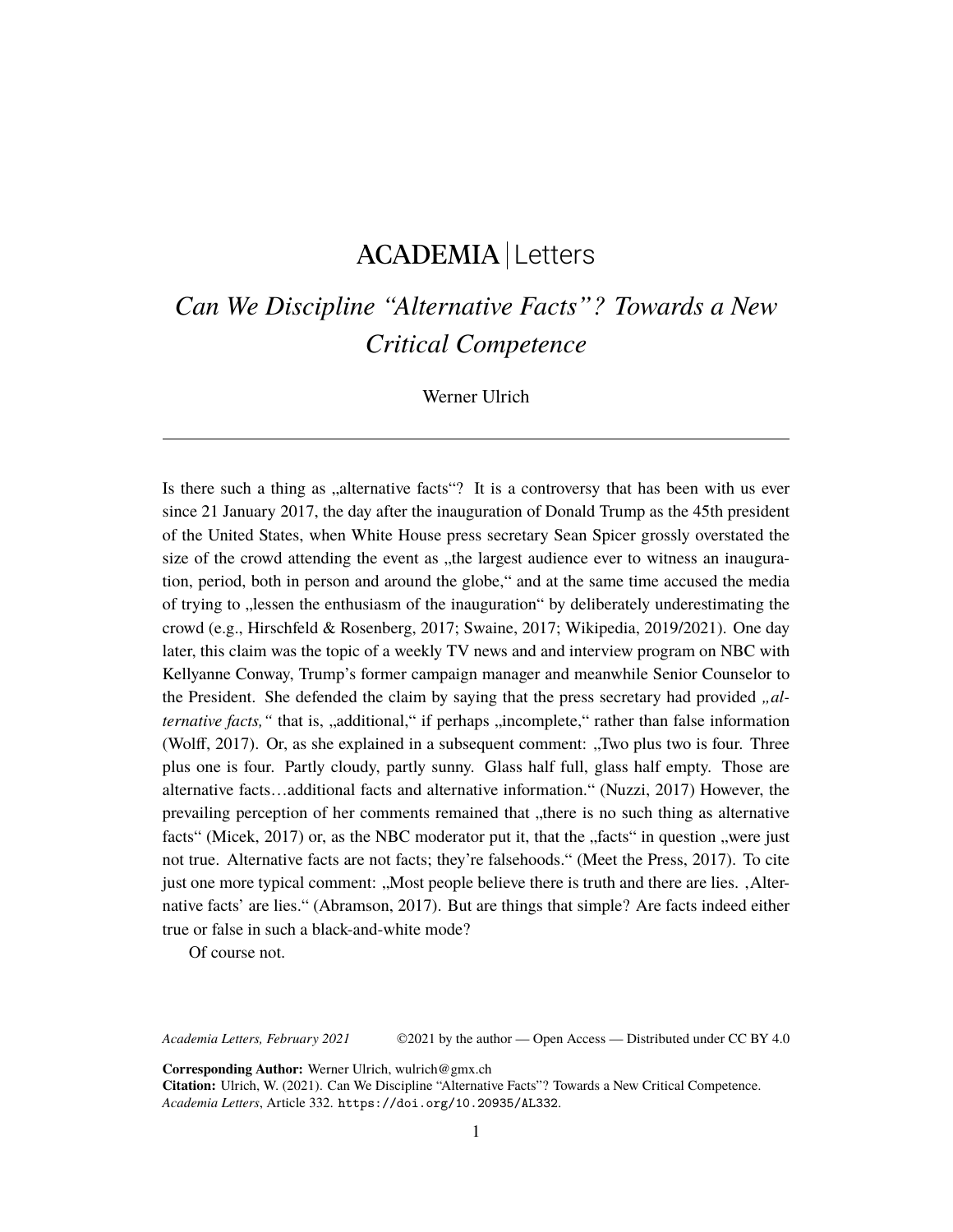ACADEMIA | Letters

# *Can We Discipline "Alternative Facts"? Towards a New Critical Competence*

Werner Ulrich

---

Is there such a thing as „alternative facts"? It is a controversy that has been with us ever since 21 January 2017, the day after the inauguration of Donald Trump as the 45th president of the United States, when White House press secretary Sean Spicer grossly overstated the size of the crowd attending the event as „the largest audience ever to witness an inauguration, period, both in person and around the globe," and at the same time accused the media of trying to „lessen the enthusiasm of the inauguration" by deliberately underestimating the crowd (e.g., Hirschfeld & Rosenberg, 2017; Swaine, 2017; Wikipedia, 2019/2021). One day later, this claim was the topic of a weekly TV news and and interview program on NBC with Kellyanne Conway, Trump's former campaign manager and meanwhile Senior Counselor to the President. She defended the claim by saying that the press secretary had provided *„alternative facts,"* that is, „additional," if perhaps „incomplete," rather than false information (Wolff, 2017). Or, as she explained in a subsequent comment: „Two plus two is four. Three plus one is four. Partly cloudy, partly sunny. Glass half full, glass half empty. Those are alternative facts…additional facts and alternative information." (Nuzzi, 2017) However, the prevailing perception of her comments remained that „there is no such thing as alternative facts" (Micek, 2017) or, as the NBC moderator put it, that the „facts" in question „were just not true. Alternative facts are not facts; they're falsehoods." (Meet the Press, 2017). To cite just one more typical comment: „Most people believe there is truth and there are lies. ‚Alternative facts' are lies." (Abramson, 2017). But are things that simple? Are facts indeed either true or false in such a black-and-white mode?

Of course not.

*Academia Letters, February 2021* ©2021 by the author — Open Access — Distributed under CC BY 4.0

**Corresponding Author:** Werner Ulrich, wulrich@gmx.ch
**Citation:** Ulrich, W. (2021). Can We Discipline "Alternative Facts"? Towards a New Critical Competence. *Academia Letters*, Article 332. https://doi.org/10.20935/AL332.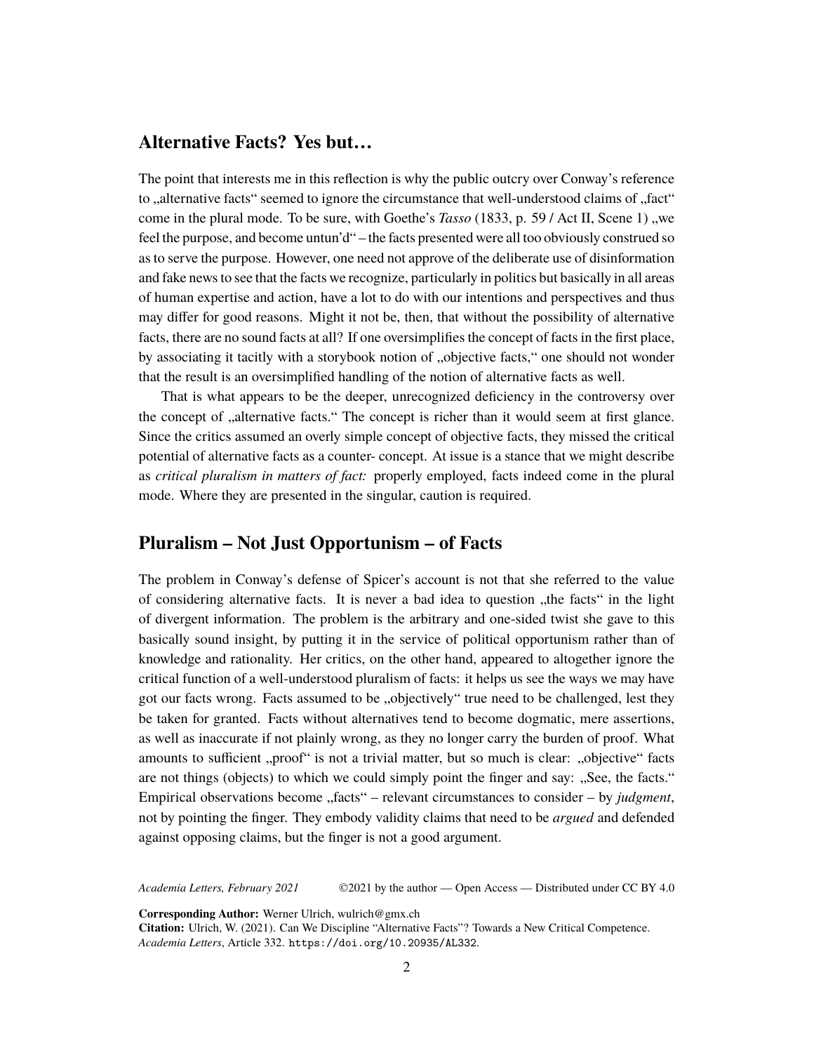## Alternative Facts? Yes but…

The point that interests me in this reflection is why the public outcry over Conway's reference to „alternative facts" seemed to ignore the circumstance that well-understood claims of „fact" come in the plural mode. To be sure, with Goethe's *Tasso* (1833, p. 59 / Act II, Scene 1) „we feel the purpose, and become untun'd" – the facts presented were all too obviously construed so as to serve the purpose. However, one need not approve of the deliberate use of disinformation and fake news to see that the facts we recognize, particularly in politics but basically in all areas of human expertise and action, have a lot to do with our intentions and perspectives and thus may differ for good reasons. Might it not be, then, that without the possibility of alternative facts, there are no sound facts at all? If one oversimplifies the concept of facts in the first place, by associating it tacitly with a storybook notion of „objective facts," one should not wonder that the result is an oversimplified handling of the notion of alternative facts as well.

That is what appears to be the deeper, unrecognized deficiency in the controversy over the concept of „alternative facts." The concept is richer than it would seem at first glance. Since the critics assumed an overly simple concept of objective facts, they missed the critical potential of alternative facts as a counter- concept. At issue is a stance that we might describe as *critical pluralism in matters of fact:* properly employed, facts indeed come in the plural mode. Where they are presented in the singular, caution is required.

## Pluralism – Not Just Opportunism – of Facts

The problem in Conway's defense of Spicer's account is not that she referred to the value of considering alternative facts. It is never a bad idea to question „the facts" in the light of divergent information. The problem is the arbitrary and one-sided twist she gave to this basically sound insight, by putting it in the service of political opportunism rather than of knowledge and rationality. Her critics, on the other hand, appeared to altogether ignore the critical function of a well-understood pluralism of facts: it helps us see the ways we may have got our facts wrong. Facts assumed to be „objectively" true need to be challenged, lest they be taken for granted. Facts without alternatives tend to become dogmatic, mere assertions, as well as inaccurate if not plainly wrong, as they no longer carry the burden of proof. What amounts to sufficient „proof" is not a trivial matter, but so much is clear: „objective" facts are not things (objects) to which we could simply point the finger and say: „See, the facts." Empirical observations become „facts" – relevant circumstances to consider – by *judgment*, not by pointing the finger. They embody validity claims that need to be *argued* and defended against opposing claims, but the finger is not a good argument.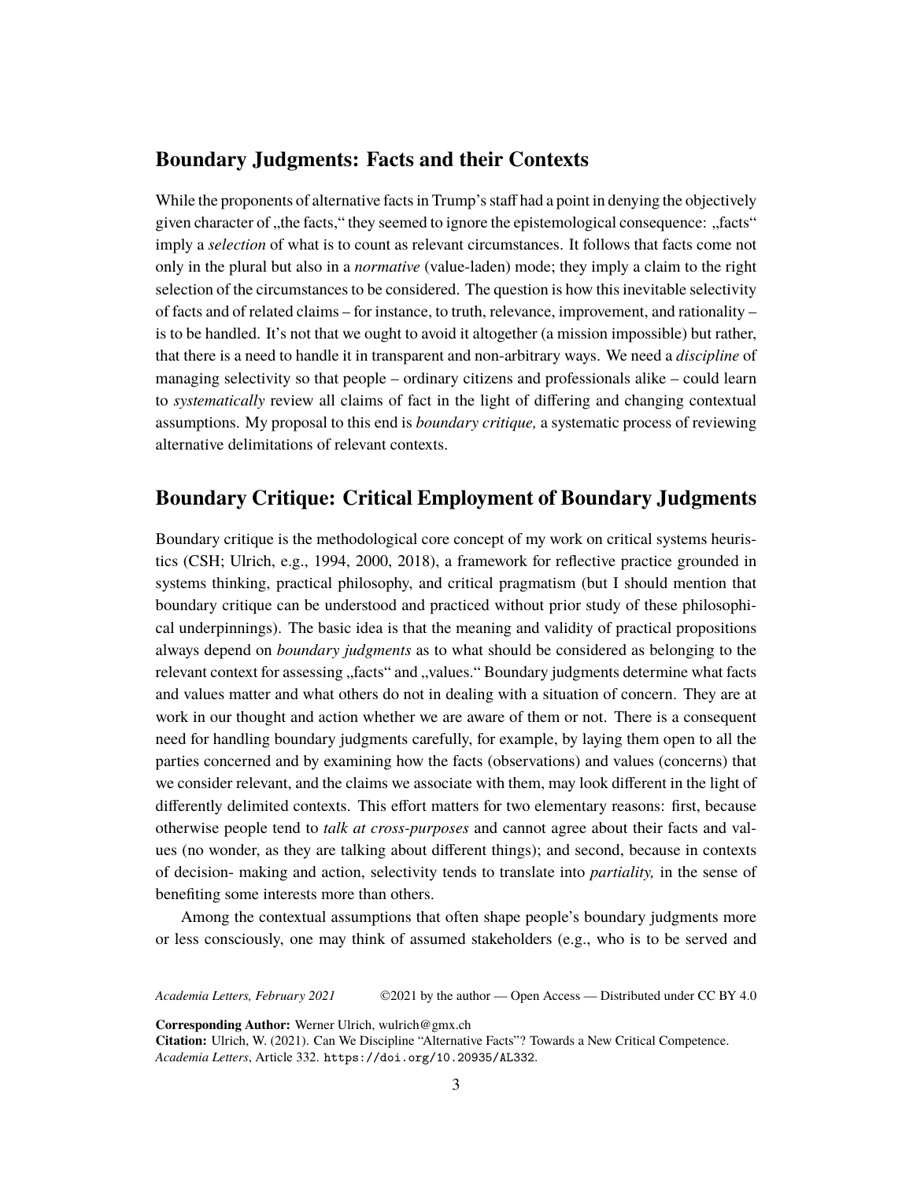## Boundary Judgments: Facts and their Contexts

While the proponents of alternative facts in Trump's staff had a point in denying the objectively given character of „the facts," they seemed to ignore the epistemological consequence: „facts" imply a *selection* of what is to count as relevant circumstances. It follows that facts come not only in the plural but also in a *normative* (value-laden) mode; they imply a claim to the right selection of the circumstances to be considered. The question is how this inevitable selectivity of facts and of related claims – for instance, to truth, relevance, improvement, and rationality – is to be handled. It's not that we ought to avoid it altogether (a mission impossible) but rather, that there is a need to handle it in transparent and non-arbitrary ways. We need a *discipline* of managing selectivity so that people – ordinary citizens and professionals alike – could learn to *systematically* review all claims of fact in the light of differing and changing contextual assumptions. My proposal to this end is *boundary critique,* a systematic process of reviewing alternative delimitations of relevant contexts.

## Boundary Critique: Critical Employment of Boundary Judgments

Boundary critique is the methodological core concept of my work on critical systems heuristics (CSH; Ulrich, e.g., 1994, 2000, 2018), a framework for reflective practice grounded in systems thinking, practical philosophy, and critical pragmatism (but I should mention that boundary critique can be understood and practiced without prior study of these philosophical underpinnings). The basic idea is that the meaning and validity of practical propositions always depend on *boundary judgments* as to what should be considered as belonging to the relevant context for assessing „facts" and „values." Boundary judgments determine what facts and values matter and what others do not in dealing with a situation of concern. They are at work in our thought and action whether we are aware of them or not. There is a consequent need for handling boundary judgments carefully, for example, by laying them open to all the parties concerned and by examining how the facts (observations) and values (concerns) that we consider relevant, and the claims we associate with them, may look different in the light of differently delimited contexts. This effort matters for two elementary reasons: first, because otherwise people tend to *talk at cross-purposes* and cannot agree about their facts and values (no wonder, as they are talking about different things); and second, because in contexts of decision- making and action, selectivity tends to translate into *partiality,* in the sense of benefiting some interests more than others.

Among the contextual assumptions that often shape people's boundary judgments more or less consciously, one may think of assumed stakeholders (e.g., who is to be served and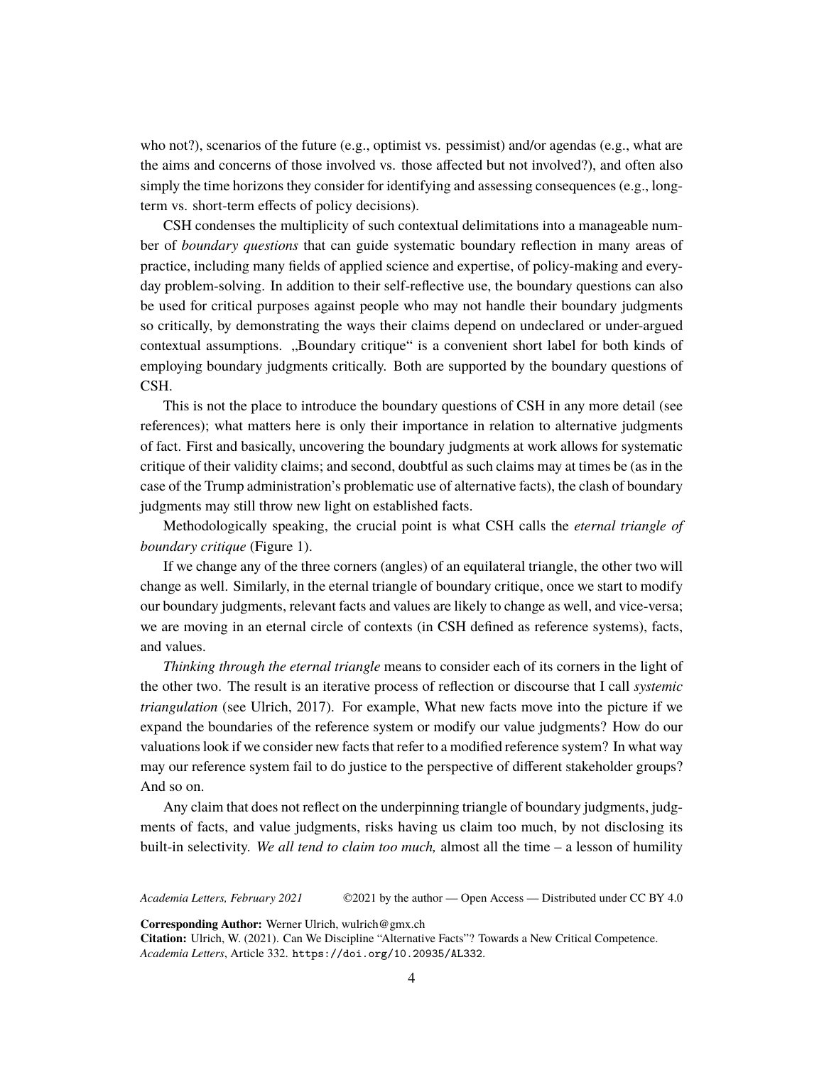who not?), scenarios of the future (e.g., optimist vs. pessimist) and/or agendas (e.g., what are the aims and concerns of those involved vs. those affected but not involved?), and often also simply the time horizons they consider for identifying and assessing consequences (e.g., long-term vs. short-term effects of policy decisions).

CSH condenses the multiplicity of such contextual delimitations into a manageable number of *boundary questions* that can guide systematic boundary reflection in many areas of practice, including many fields of applied science and expertise, of policy-making and everyday problem-solving. In addition to their self-reflective use, the boundary questions can also be used for critical purposes against people who may not handle their boundary judgments so critically, by demonstrating the ways their claims depend on undeclared or under-argued contextual assumptions. „Boundary critique" is a convenient short label for both kinds of employing boundary judgments critically. Both are supported by the boundary questions of CSH.

This is not the place to introduce the boundary questions of CSH in any more detail (see references); what matters here is only their importance in relation to alternative judgments of fact. First and basically, uncovering the boundary judgments at work allows for systematic critique of their validity claims; and second, doubtful as such claims may at times be (as in the case of the Trump administration's problematic use of alternative facts), the clash of boundary judgments may still throw new light on established facts.

Methodologically speaking, the crucial point is what CSH calls the *eternal triangle of boundary critique* (Figure 1).

If we change any of the three corners (angles) of an equilateral triangle, the other two will change as well. Similarly, in the eternal triangle of boundary critique, once we start to modify our boundary judgments, relevant facts and values are likely to change as well, and vice-versa; we are moving in an eternal circle of contexts (in CSH defined as reference systems), facts, and values.

*Thinking through the eternal triangle* means to consider each of its corners in the light of the other two. The result is an iterative process of reflection or discourse that I call *systemic triangulation* (see Ulrich, 2017). For example, What new facts move into the picture if we expand the boundaries of the reference system or modify our value judgments? How do our valuations look if we consider new facts that refer to a modified reference system? In what way may our reference system fail to do justice to the perspective of different stakeholder groups? And so on.

Any claim that does not reflect on the underpinning triangle of boundary judgments, judgments of facts, and value judgments, risks having us claim too much, by not disclosing its built-in selectivity. *We all tend to claim too much,* almost all the time – a lesson of humility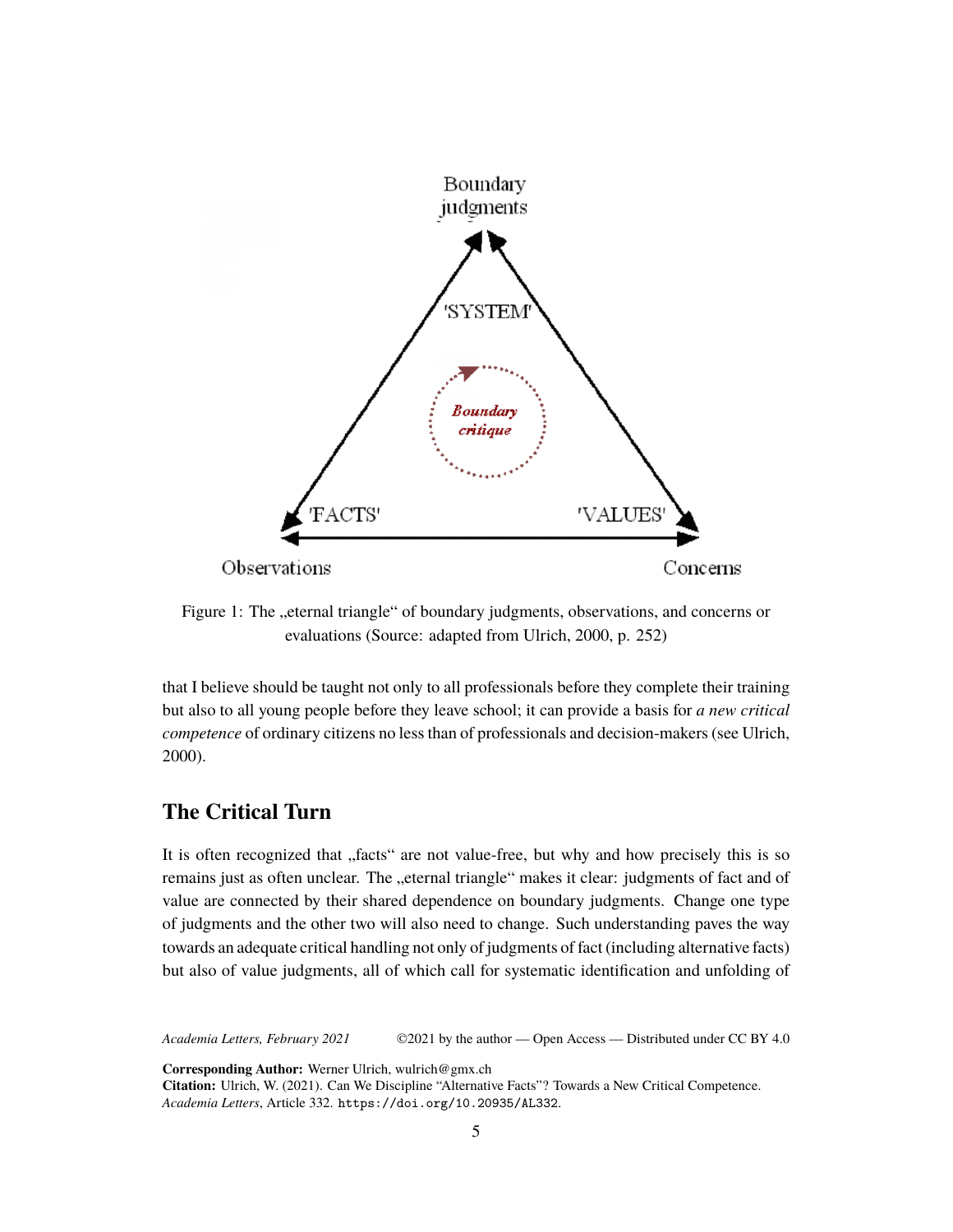Figure 1: The „eternal triangle“ of boundary judgments, observations, and concerns or evaluations (Source: adapted from Ulrich, 2000, p. 252)

that I believe should be taught not only to all professionals before they complete their training but also to all young people before they leave school; it can provide a basis for *a new critical competence* of ordinary citizens no less than of professionals and decision-makers (see Ulrich, 2000).

## The Critical Turn

It is often recognized that „facts“ are not value-free, but why and how precisely this is so remains just as often unclear. The „eternal triangle“ makes it clear: judgments of fact and of value are connected by their shared dependence on boundary judgments. Change one type of judgments and the other two will also need to change. Such understanding paves the way towards an adequate critical handling not only of judgments of fact (including alternative facts) but also of value judgments, all of which call for systematic identification and unfolding of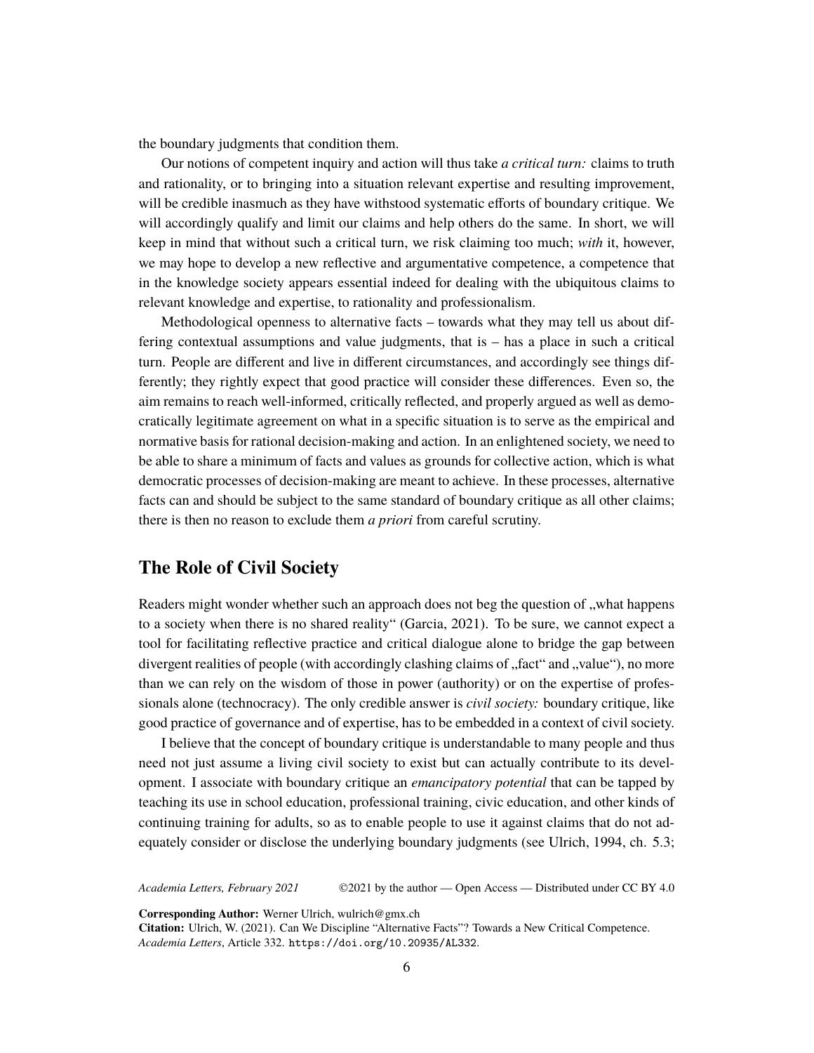the boundary judgments that condition them.

Our notions of competent inquiry and action will thus take *a critical turn:* claims to truth and rationality, or to bringing into a situation relevant expertise and resulting improvement, will be credible inasmuch as they have withstood systematic efforts of boundary critique. We will accordingly qualify and limit our claims and help others do the same. In short, we will keep in mind that without such a critical turn, we risk claiming too much; *with* it, however, we may hope to develop a new reflective and argumentative competence, a competence that in the knowledge society appears essential indeed for dealing with the ubiquitous claims to relevant knowledge and expertise, to rationality and professionalism.

Methodological openness to alternative facts – towards what they may tell us about differing contextual assumptions and value judgments, that is – has a place in such a critical turn. People are different and live in different circumstances, and accordingly see things differently; they rightly expect that good practice will consider these differences. Even so, the aim remains to reach well-informed, critically reflected, and properly argued as well as democratically legitimate agreement on what in a specific situation is to serve as the empirical and normative basis for rational decision-making and action. In an enlightened society, we need to be able to share a minimum of facts and values as grounds for collective action, which is what democratic processes of decision-making are meant to achieve. In these processes, alternative facts can and should be subject to the same standard of boundary critique as all other claims; there is then no reason to exclude them *a priori* from careful scrutiny.

## The Role of Civil Society

Readers might wonder whether such an approach does not beg the question of „what happens to a society when there is no shared reality" (Garcia, 2021). To be sure, we cannot expect a tool for facilitating reflective practice and critical dialogue alone to bridge the gap between divergent realities of people (with accordingly clashing claims of „fact" and „value"), no more than we can rely on the wisdom of those in power (authority) or on the expertise of professionals alone (technocracy). The only credible answer is *civil society:* boundary critique, like good practice of governance and of expertise, has to be embedded in a context of civil society.

I believe that the concept of boundary critique is understandable to many people and thus need not just assume a living civil society to exist but can actually contribute to its development. I associate with boundary critique an *emancipatory potential* that can be tapped by teaching its use in school education, professional training, civic education, and other kinds of continuing training for adults, so as to enable people to use it against claims that do not adequately consider or disclose the underlying boundary judgments (see Ulrich, 1994, ch. 5.3;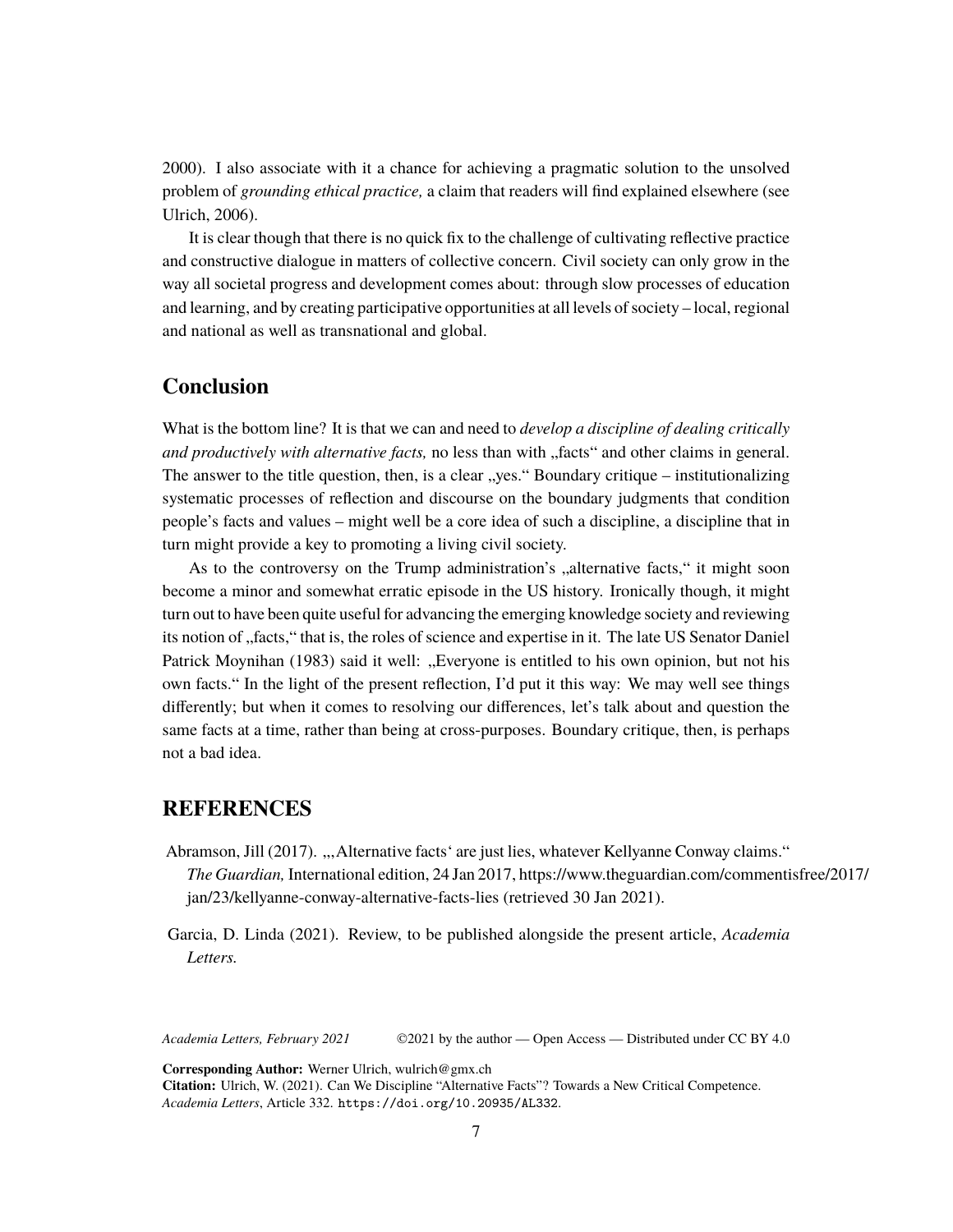2000). I also associate with it a chance for achieving a pragmatic solution to the unsolved problem of *grounding ethical practice,* a claim that readers will find explained elsewhere (see Ulrich, 2006).

It is clear though that there is no quick fix to the challenge of cultivating reflective practice and constructive dialogue in matters of collective concern. Civil society can only grow in the way all societal progress and development comes about: through slow processes of education and learning, and by creating participative opportunities at all levels of society – local, regional and national as well as transnational and global.

## Conclusion

What is the bottom line? It is that we can and need to *develop a discipline of dealing critically and productively with alternative facts,* no less than with „facts" and other claims in general. The answer to the title question, then, is a clear „yes." Boundary critique – institutionalizing systematic processes of reflection and discourse on the boundary judgments that condition people's facts and values – might well be a core idea of such a discipline, a discipline that in turn might provide a key to promoting a living civil society.

As to the controversy on the Trump administration's „alternative facts," it might soon become a minor and somewhat erratic episode in the US history. Ironically though, it might turn out to have been quite useful for advancing the emerging knowledge society and reviewing its notion of „facts," that is, the roles of science and expertise in it. The late US Senator Daniel Patrick Moynihan (1983) said it well: „Everyone is entitled to his own opinion, but not his own facts." In the light of the present reflection, I'd put it this way: We may well see things differently; but when it comes to resolving our differences, let's talk about and question the same facts at a time, rather than being at cross-purposes. Boundary critique, then, is perhaps not a bad idea.

## REFERENCES

Abramson, Jill (2017). „‚Alternative facts' are just lies, whatever Kellyanne Conway claims." *The Guardian,* International edition, 24 Jan 2017, https://www.theguardian.com/commentisfree/2017/jan/23/kellyanne-conway-alternative-facts-lies (retrieved 30 Jan 2021).

Garcia, D. Linda (2021). Review, to be published alongside the present article, *Academia Letters.*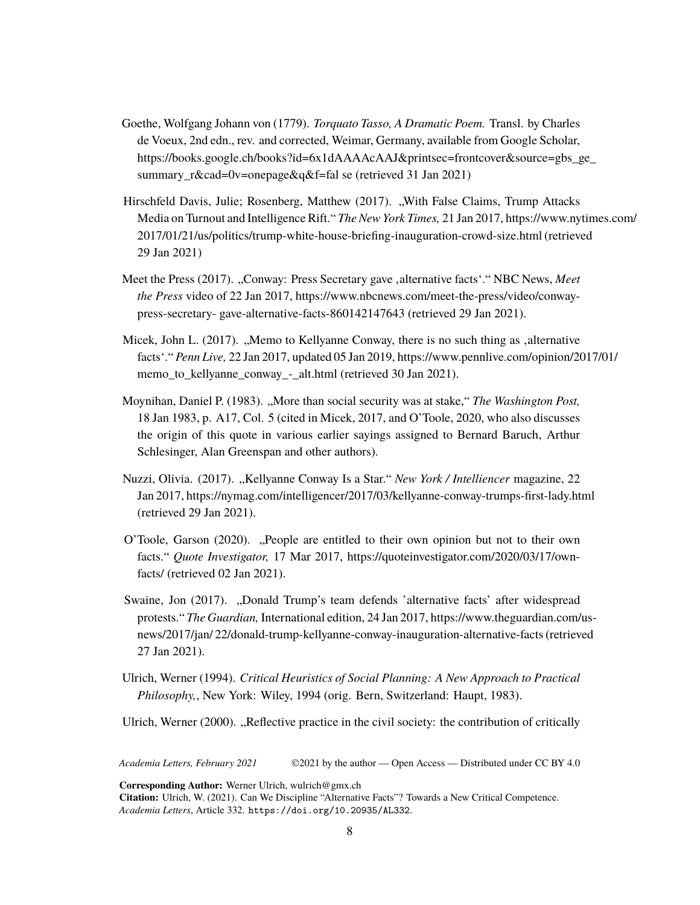Goethe, Wolfgang Johann von (1779). *Torquato Tasso, A Dramatic Poem.* Transl. by Charles de Voeux, 2nd edn., rev. and corrected, Weimar, Germany, available from Google Scholar, https://books.google.ch/books?id=6x1dAAAAcAAJ&printsec=frontcover&source=gbs_ge_summary_r&cad=0v=onepage&q&f=fal se (retrieved 31 Jan 2021)

Hirschfeld Davis, Julie; Rosenberg, Matthew (2017). „With False Claims, Trump Attacks Media on Turnout and Intelligence Rift." *The New York Times,* 21 Jan 2017, https://www.nytimes.com/2017/01/21/us/politics/trump-white-house-briefing-inauguration-crowd-size.html (retrieved 29 Jan 2021)

Meet the Press (2017). „Conway: Press Secretary gave ‚alternative facts'." NBC News, *Meet the Press* video of 22 Jan 2017, https://www.nbcnews.com/meet-the-press/video/conway-press-secretary- gave-alternative-facts-860142147643 (retrieved 29 Jan 2021).

Micek, John L. (2017). „Memo to Kellyanne Conway, there is no such thing as ‚alternative facts'." *Penn Live,* 22 Jan 2017, updated 05 Jan 2019, https://www.pennlive.com/opinion/2017/01/memo_to_kellyanne_conway_-_alt.html (retrieved 30 Jan 2021).

Moynihan, Daniel P. (1983). „More than social security was at stake," *The Washington Post,* 18 Jan 1983, p. A17, Col. 5 (cited in Micek, 2017, and O'Toole, 2020, who also discusses the origin of this quote in various earlier sayings assigned to Bernard Baruch, Arthur Schlesinger, Alan Greenspan and other authors).

Nuzzi, Olivia. (2017). „Kellyanne Conway Is a Star." *New York / Intelliencer* magazine, 22 Jan 2017, https://nymag.com/intelligencer/2017/03/kellyanne-conway-trumps-first-lady.html (retrieved 29 Jan 2021).

O'Toole, Garson (2020). „People are entitled to their own opinion but not to their own facts." *Quote Investigator,* 17 Mar 2017, https://quoteinvestigator.com/2020/03/17/own-facts/ (retrieved 02 Jan 2021).

Swaine, Jon (2017). „Donald Trump's team defends 'alternative facts' after widespread protests." *The Guardian,* International edition, 24 Jan 2017, https://www.theguardian.com/us-news/2017/jan/ 22/donald-trump-kellyanne-conway-inauguration-alternative-facts (retrieved 27 Jan 2021).

Ulrich, Werner (1994). *Critical Heuristics of Social Planning: A New Approach to Practical Philosophy,*, New York: Wiley, 1994 (orig. Bern, Switzerland: Haupt, 1983).

Ulrich, Werner (2000). „Reflective practice in the civil society: the contribution of critically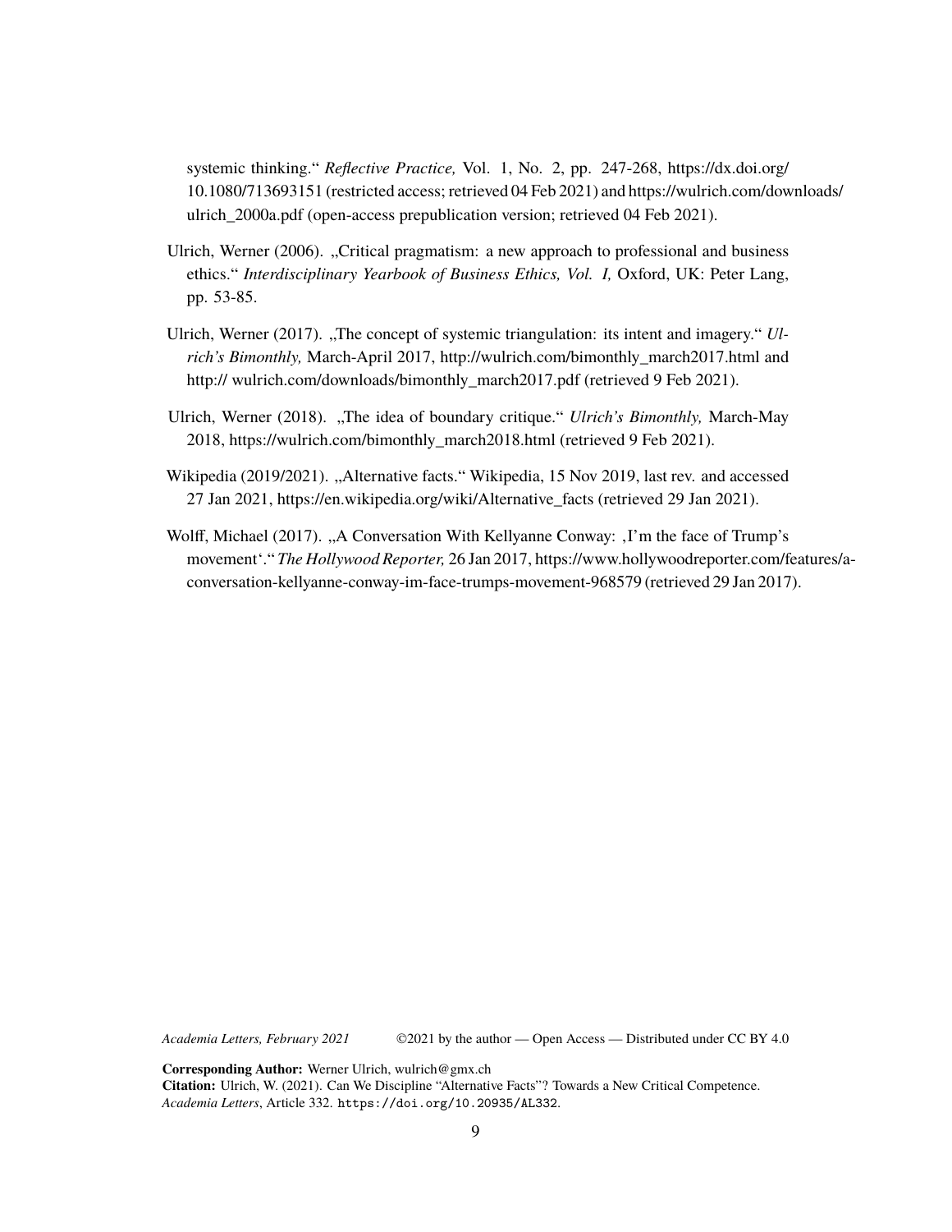systemic thinking." *Reflective Practice,* Vol. 1, No. 2, pp. 247-268, https://dx.doi.org/10.1080/713693151 (restricted access; retrieved 04 Feb 2021) and https://wulrich.com/downloads/ulrich_2000a.pdf (open-access prepublication version; retrieved 04 Feb 2021).

Ulrich, Werner (2006). „Critical pragmatism: a new approach to professional and business ethics." *Interdisciplinary Yearbook of Business Ethics, Vol. I,* Oxford, UK: Peter Lang, pp. 53-85.

Ulrich, Werner (2017). „The concept of systemic triangulation: its intent and imagery." *Ulrich's Bimonthly,* March-April 2017, http://wulrich.com/bimonthly_march2017.html and http:// wulrich.com/downloads/bimonthly_march2017.pdf (retrieved 9 Feb 2021).

Ulrich, Werner (2018). „The idea of boundary critique." *Ulrich's Bimonthly,* March-May 2018, https://wulrich.com/bimonthly_march2018.html (retrieved 9 Feb 2021).

Wikipedia (2019/2021). „Alternative facts." Wikipedia, 15 Nov 2019, last rev. and accessed 27 Jan 2021, https://en.wikipedia.org/wiki/Alternative_facts (retrieved 29 Jan 2021).

Wolff, Michael (2017). „A Conversation With Kellyanne Conway: ‚I'm the face of Trump's movement'." *The Hollywood Reporter,* 26 Jan 2017, https://www.hollywoodreporter.com/features/a-conversation-kellyanne-conway-im-face-trumps-movement-968579 (retrieved 29 Jan 2017).

*Academia Letters, February 2021* ©2021 by the author — Open Access — Distributed under CC BY 4.0

**Corresponding Author:** Werner Ulrich, wulrich@gmx.ch
**Citation:** Ulrich, W. (2021). Can We Discipline "Alternative Facts"? Towards a New Critical Competence. *Academia Letters*, Article 332. https://doi.org/10.20935/AL332.